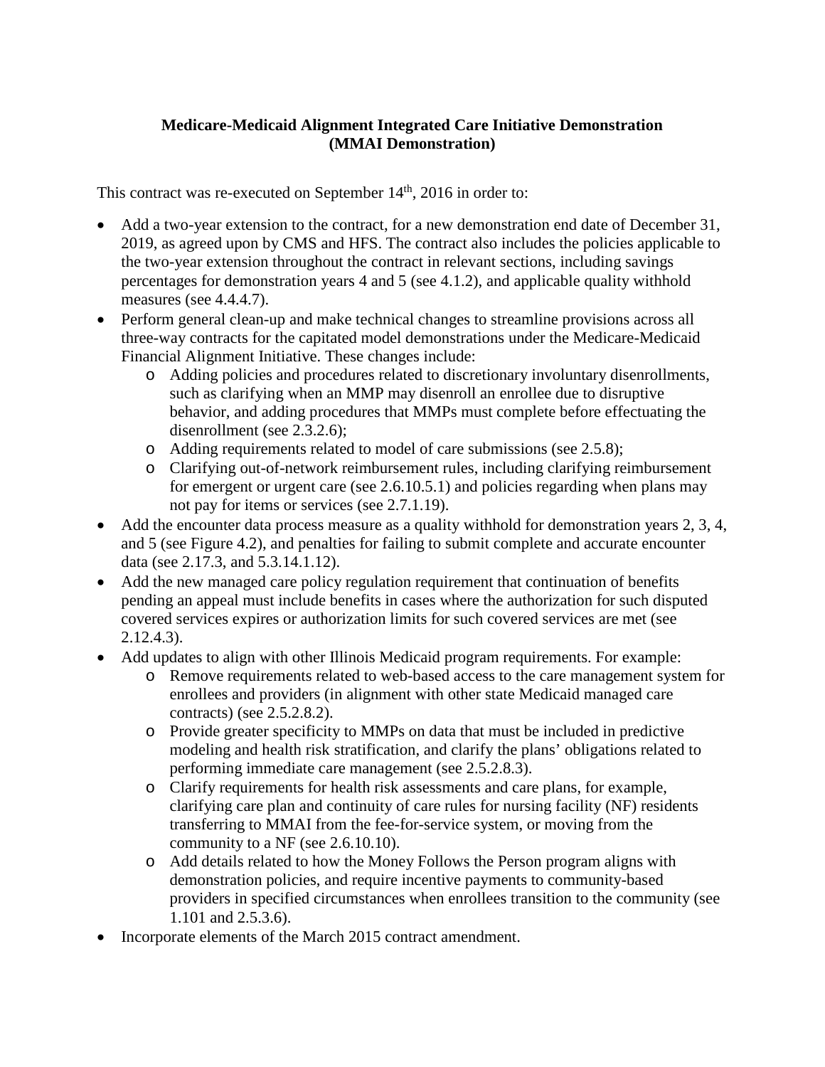**Medicare-Medicaid Alignment Integrated Care Initiative Demonstration (MMAI Demonstration)**

This contract was re-executed on September 14th, 2016 in order to:

- Add a two-year extension to the contract, for a new demonstration end date of December 31, 2019, as agreed upon by CMS and HFS. The contract also includes the policies applicable to the two-year extension throughout the contract in relevant sections, including savings percentages for demonstration years 4 and 5 (see 4.1.2), and applicable quality withhold measures (see 4.4.4.7).
- Perform general clean-up and make technical changes to streamline provisions across all three-way contracts for the capitated model demonstrations under the Medicare-Medicaid Financial Alignment Initiative. These changes include:
  - Adding policies and procedures related to discretionary involuntary disenrollments, such as clarifying when an MMP may disenroll an enrollee due to disruptive behavior, and adding procedures that MMPs must complete before effectuating the disenrollment (see 2.3.2.6);
  - Adding requirements related to model of care submissions (see 2.5.8);
  - Clarifying out-of-network reimbursement rules, including clarifying reimbursement for emergent or urgent care (see 2.6.10.5.1) and policies regarding when plans may not pay for items or services (see 2.7.1.19).
- Add the encounter data process measure as a quality withhold for demonstration years 2, 3, 4, and 5 (see Figure 4.2), and penalties for failing to submit complete and accurate encounter data (see 2.17.3, and 5.3.14.1.12).
- Add the new managed care policy regulation requirement that continuation of benefits pending an appeal must include benefits in cases where the authorization for such disputed covered services expires or authorization limits for such covered services are met (see 2.12.4.3).
- Add updates to align with other Illinois Medicaid program requirements. For example:
  - Remove requirements related to web-based access to the care management system for enrollees and providers (in alignment with other state Medicaid managed care contracts) (see 2.5.2.8.2).
  - Provide greater specificity to MMPs on data that must be included in predictive modeling and health risk stratification, and clarify the plans' obligations related to performing immediate care management (see 2.5.2.8.3).
  - Clarify requirements for health risk assessments and care plans, for example, clarifying care plan and continuity of care rules for nursing facility (NF) residents transferring to MMAI from the fee-for-service system, or moving from the community to a NF (see 2.6.10.10).
  - Add details related to how the Money Follows the Person program aligns with demonstration policies, and require incentive payments to community-based providers in specified circumstances when enrollees transition to the community (see 1.101 and 2.5.3.6).
- Incorporate elements of the March 2015 contract amendment.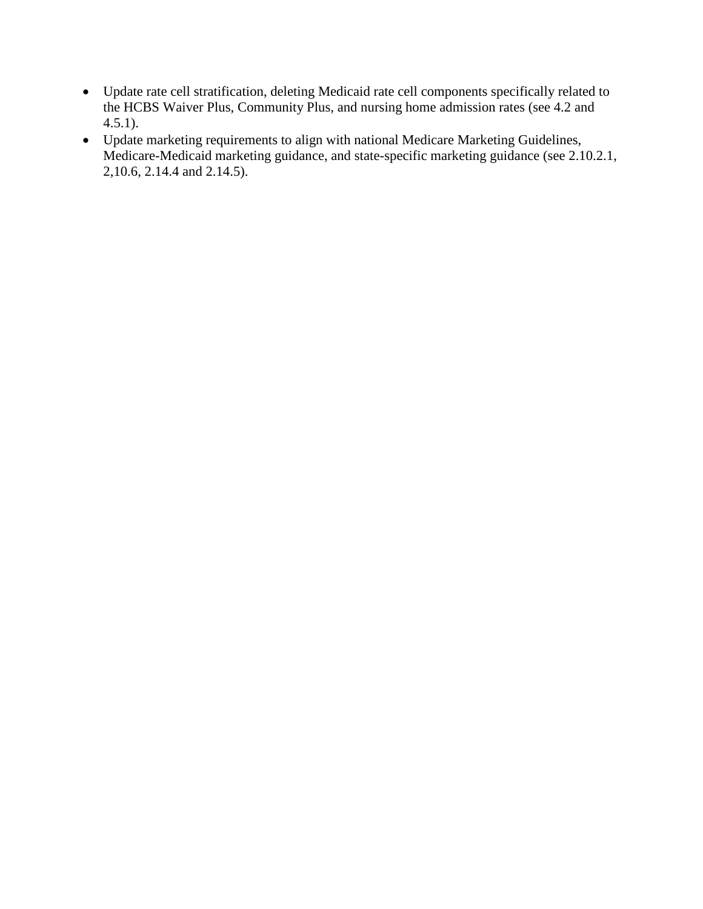- Update rate cell stratification, deleting Medicaid rate cell components specifically related to the HCBS Waiver Plus, Community Plus, and nursing home admission rates (see 4.2 and 4.5.1).
- Update marketing requirements to align with national Medicare Marketing Guidelines, Medicare-Medicaid marketing guidance, and state-specific marketing guidance (see 2.10.2.1, 2,10.6, 2.14.4 and 2.14.5).